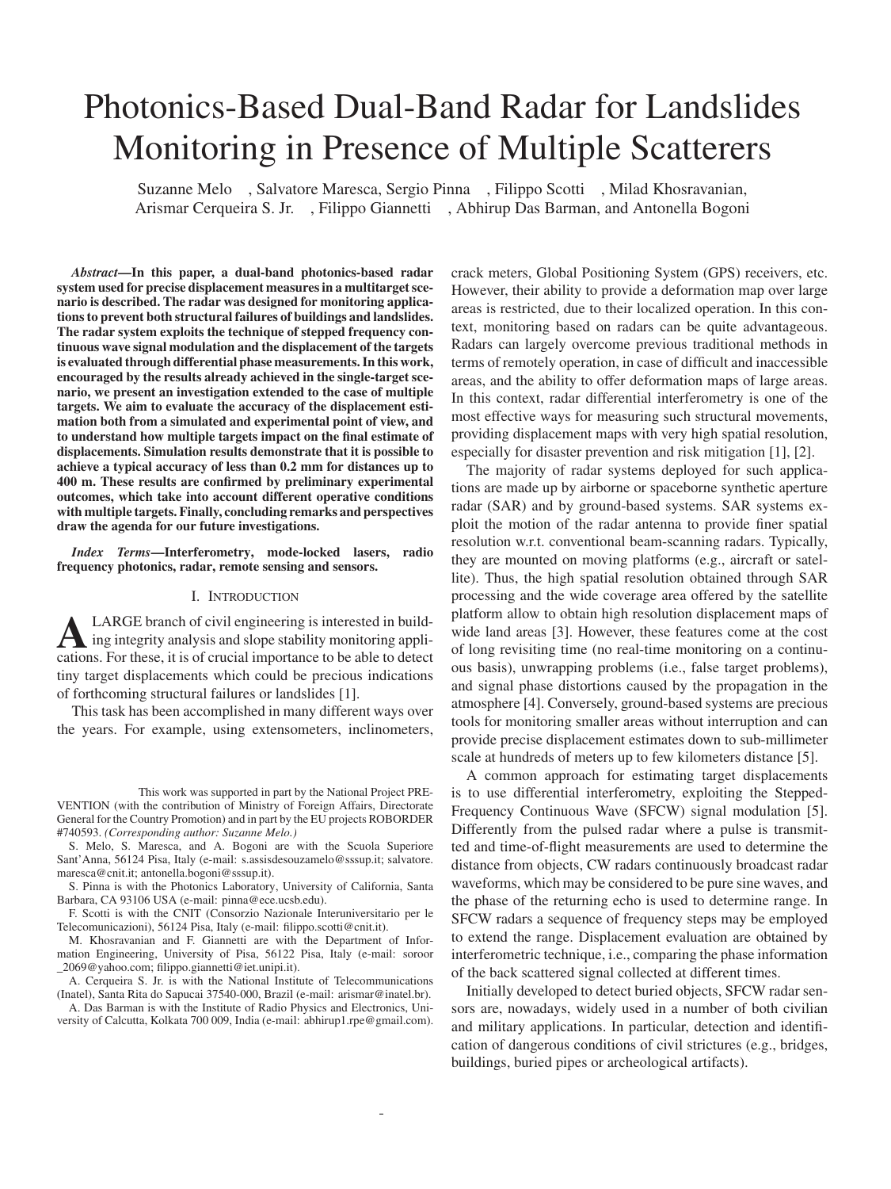# Photonics-Based Dual-Band Radar for Landslides Monitoring in Presence of Multiple Scatterers

Suzanne Melo , Salvatore Maresca, Sergio Pinna , Filippo Scotti , Milad Khosravanian, Arismar Cerqueira S. Jr. , Filippo Giannetti , Abhirup Das Barman, and Antonella Bogoni

***Abstract*—In this paper, a dual-band photonics-based radar system used for precise displacement measures in a multitarget scenario is described. The radar was designed for monitoring applications to prevent both structural failures of buildings and landslides. The radar system exploits the technique of stepped frequency continuous wave signal modulation and the displacement of the targets is evaluated through differential phase measurements. In this work, encouraged by the results already achieved in the single-target scenario, we present an investigation extended to the case of multiple targets. We aim to evaluate the accuracy of the displacement estimation both from a simulated and experimental point of view, and to understand how multiple targets impact on the final estimate of displacements. Simulation results demonstrate that it is possible to achieve a typical accuracy of less than 0.2 mm for distances up to 400 m. These results are confirmed by preliminary experimental outcomes, which take into account different operative conditions with multiple targets. Finally, concluding remarks and perspectives draw the agenda for our future investigations.**

***Index Terms*—Interferometry, mode-locked lasers, radio frequency photonics, radar, remote sensing and sensors.**

## I. Introduction

A large branch of civil engineering is interested in building integrity analysis and slope stability monitoring applications. For these, it is of crucial importance to be able to detect tiny target displacements which could be precious indications of forthcoming structural failures or landslides [1].

This task has been accomplished in many different ways over the years. For example, using extensometers, inclinometers, crack meters, Global Positioning System (GPS) receivers, etc. However, their ability to provide a deformation map over large areas is restricted, due to their localized operation. In this context, monitoring based on radars can be quite advantageous. Radars can largely overcome previous traditional methods in terms of remotely operation, in case of difficult and inaccessible areas, and the ability to offer deformation maps of large areas. In this context, radar differential interferometry is one of the most effective ways for measuring such structural movements, providing displacement maps with very high spatial resolution, especially for disaster prevention and risk mitigation [1], [2].

The majority of radar systems deployed for such applications are made up by airborne or spaceborne synthetic aperture radar (SAR) and by ground-based systems. SAR systems exploit the motion of the radar antenna to provide finer spatial resolution w.r.t. conventional beam-scanning radars. Typically, they are mounted on moving platforms (e.g., aircraft or satellite). Thus, the high spatial resolution obtained through SAR processing and the wide coverage area offered by the satellite platform allow to obtain high resolution displacement maps of wide land areas [3]. However, these features come at the cost of long revisiting time (no real-time monitoring on a continuous basis), unwrapping problems (i.e., false target problems), and signal phase distortions caused by the propagation in the atmosphere [4]. Conversely, ground-based systems are precious tools for monitoring smaller areas without interruption and can provide precise displacement estimates down to sub-millimeter scale at hundreds of meters up to few kilometers distance [5].

A common approach for estimating target displacements is to use differential interferometry, exploiting the Stepped-Frequency Continuous Wave (SFCW) signal modulation [5]. Differently from the pulsed radar where a pulse is transmitted and time-of-flight measurements are used to determine the distance from objects, CW radars continuously broadcast radar waveforms, which may be considered to be pure sine waves, and the phase of the returning echo is used to determine range. In SFCW radars a sequence of frequency steps may be employed to extend the range. Displacement evaluation are obtained by interferometric technique, i.e., comparing the phase information of the back scattered signal collected at different times.

Initially developed to detect buried objects, SFCW radar sensors are, nowadays, widely used in a number of both civilian and military applications. In particular, detection and identification of dangerous conditions of civil strictures (e.g., bridges, buildings, buried pipes or archeological artifacts).

This work was supported in part by the National Project PREVENTION (with the contribution of Ministry of Foreign Affairs, Directorate General for the Country Promotion) and in part by the EU projects ROBORDER #740593. *(Corresponding author: Suzanne Melo.)*

S. Melo, S. Maresca, and A. Bogoni are with the Scuola Superiore Sant'Anna, 56124 Pisa, Italy (e-mail: s.assisdesouzamelo@sssup.it; salvatore.maresca@cnit.it; antonella.bogoni@sssup.it).

S. Pinna is with the Photonics Laboratory, University of California, Santa Barbara, CA 93106 USA (e-mail: pinna@ece.ucsb.edu).

F. Scotti is with the CNIT (Consorzio Nazionale Interuniversitario per le Telecomunicazioni), 56124 Pisa, Italy (e-mail: filippo.scotti@cnit.it).

M. Khosravanian and F. Giannetti are with the Department of Information Engineering, University of Pisa, 56122 Pisa, Italy (e-mail: soroor_2069@yahoo.com; filippo.giannetti@iet.unipi.it).

A. Cerqueira S. Jr. is with the National Institute of Telecommunications (Inatel), Santa Rita do Sapucai 37540-000, Brazil (e-mail: arismar@inatel.br).

A. Das Barman is with the Institute of Radio Physics and Electronics, University of Calcutta, Kolkata 700 009, India (e-mail: abhirup1.rpe@gmail.com).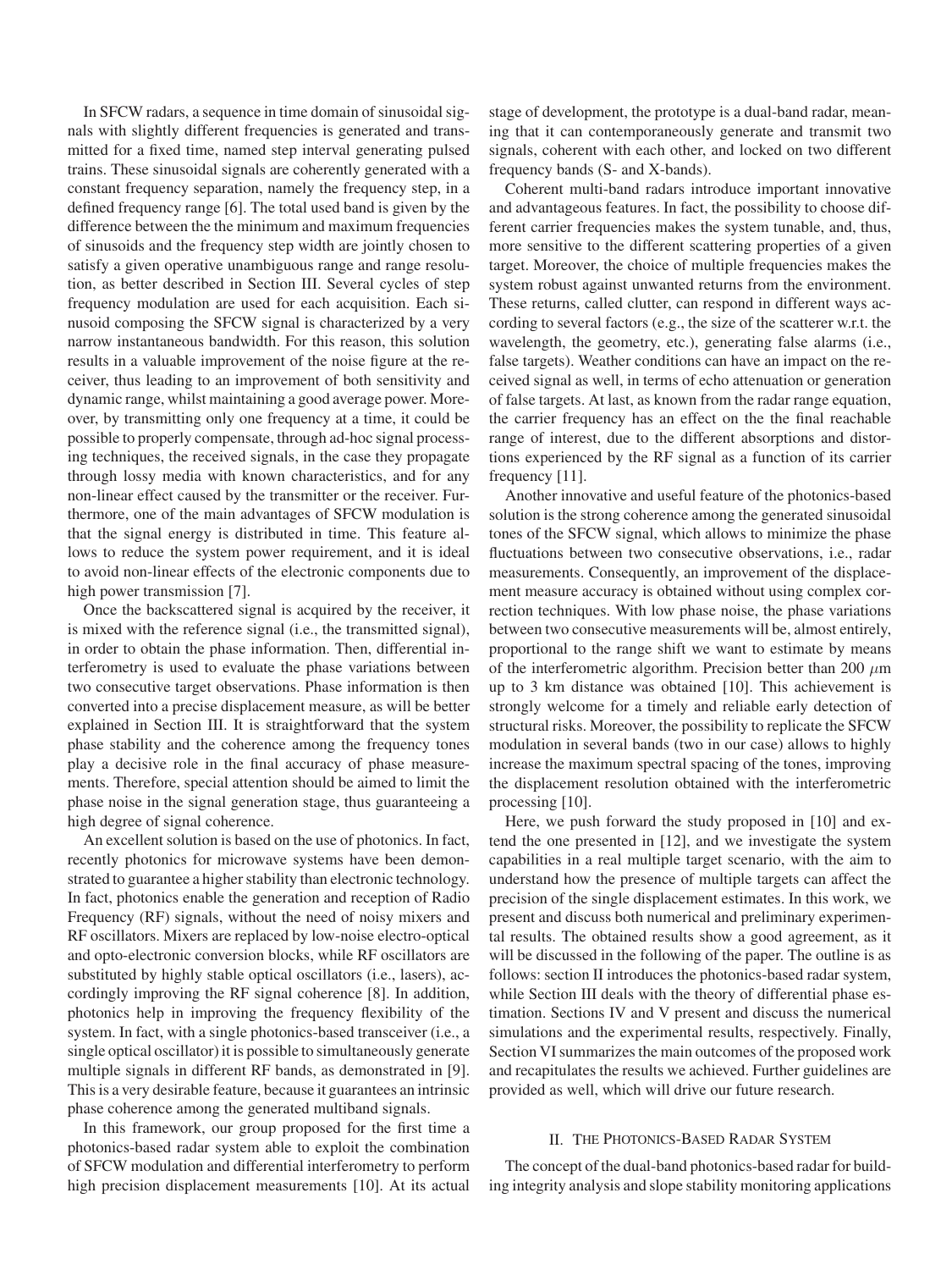In SFCW radars, a sequence in time domain of sinusoidal signals with slightly different frequencies is generated and transmitted for a fixed time, named step interval generating pulsed trains. These sinusoidal signals are coherently generated with a constant frequency separation, namely the frequency step, in a defined frequency range [6]. The total used band is given by the difference between the the minimum and maximum frequencies of sinusoids and the frequency step width are jointly chosen to satisfy a given operative unambiguous range and range resolution, as better described in Section III. Several cycles of step frequency modulation are used for each acquisition. Each sinusoid composing the SFCW signal is characterized by a very narrow instantaneous bandwidth. For this reason, this solution results in a valuable improvement of the noise figure at the receiver, thus leading to an improvement of both sensitivity and dynamic range, whilst maintaining a good average power. Moreover, by transmitting only one frequency at a time, it could be possible to properly compensate, through ad-hoc signal processing techniques, the received signals, in the case they propagate through lossy media with known characteristics, and for any non-linear effect caused by the transmitter or the receiver. Furthermore, one of the main advantages of SFCW modulation is that the signal energy is distributed in time. This feature allows to reduce the system power requirement, and it is ideal to avoid non-linear effects of the electronic components due to high power transmission [7].

Once the backscattered signal is acquired by the receiver, it is mixed with the reference signal (i.e., the transmitted signal), in order to obtain the phase information. Then, differential interferometry is used to evaluate the phase variations between two consecutive target observations. Phase information is then converted into a precise displacement measure, as will be better explained in Section III. It is straightforward that the system phase stability and the coherence among the frequency tones play a decisive role in the final accuracy of phase measurements. Therefore, special attention should be aimed to limit the phase noise in the signal generation stage, thus guaranteeing a high degree of signal coherence.

An excellent solution is based on the use of photonics. In fact, recently photonics for microwave systems have been demonstrated to guarantee a higher stability than electronic technology. In fact, photonics enable the generation and reception of Radio Frequency (RF) signals, without the need of noisy mixers and RF oscillators. Mixers are replaced by low-noise electro-optical and opto-electronic conversion blocks, while RF oscillators are substituted by highly stable optical oscillators (i.e., lasers), accordingly improving the RF signal coherence [8]. In addition, photonics help in improving the frequency flexibility of the system. In fact, with a single photonics-based transceiver (i.e., a single optical oscillator) it is possible to simultaneously generate multiple signals in different RF bands, as demonstrated in [9]. This is a very desirable feature, because it guarantees an intrinsic phase coherence among the generated multiband signals.

In this framework, our group proposed for the first time a photonics-based radar system able to exploit the combination of SFCW modulation and differential interferometry to perform high precision displacement measurements [10]. At its actual stage of development, the prototype is a dual-band radar, meaning that it can contemporaneously generate and transmit two signals, coherent with each other, and locked on two different frequency bands (S- and X-bands).

Coherent multi-band radars introduce important innovative and advantageous features. In fact, the possibility to choose different carrier frequencies makes the system tunable, and, thus, more sensitive to the different scattering properties of a given target. Moreover, the choice of multiple frequencies makes the system robust against unwanted returns from the environment. These returns, called clutter, can respond in different ways according to several factors (e.g., the size of the scatterer w.r.t. the wavelength, the geometry, etc.), generating false alarms (i.e., false targets). Weather conditions can have an impact on the received signal as well, in terms of echo attenuation or generation of false targets. At last, as known from the radar range equation, the carrier frequency has an effect on the the final reachable range of interest, due to the different absorptions and distortions experienced by the RF signal as a function of its carrier frequency [11].

Another innovative and useful feature of the photonics-based solution is the strong coherence among the generated sinusoidal tones of the SFCW signal, which allows to minimize the phase fluctuations between two consecutive observations, i.e., radar measurements. Consequently, an improvement of the displacement measure accuracy is obtained without using complex correction techniques. With low phase noise, the phase variations between two consecutive measurements will be, almost entirely, proportional to the range shift we want to estimate by means of the interferometric algorithm. Precision better than 200 $\mu$m up to 3 km distance was obtained [10]. This achievement is strongly welcome for a timely and reliable early detection of structural risks. Moreover, the possibility to replicate the SFCW modulation in several bands (two in our case) allows to highly increase the maximum spectral spacing of the tones, improving the displacement resolution obtained with the interferometric processing [10].

Here, we push forward the study proposed in [10] and extend the one presented in [12], and we investigate the system capabilities in a real multiple target scenario, with the aim to understand how the presence of multiple targets can affect the precision of the single displacement estimates. In this work, we present and discuss both numerical and preliminary experimental results. The obtained results show a good agreement, as it will be discussed in the following of the paper. The outline is as follows: section II introduces the photonics-based radar system, while Section III deals with the theory of differential phase estimation. Sections IV and V present and discuss the numerical simulations and the experimental results, respectively. Finally, Section VI summarizes the main outcomes of the proposed work and recapitulates the results we achieved. Further guidelines are provided as well, which will drive our future research.

## II. The Photonics-Based Radar System

The concept of the dual-band photonics-based radar for building integrity analysis and slope stability monitoring applications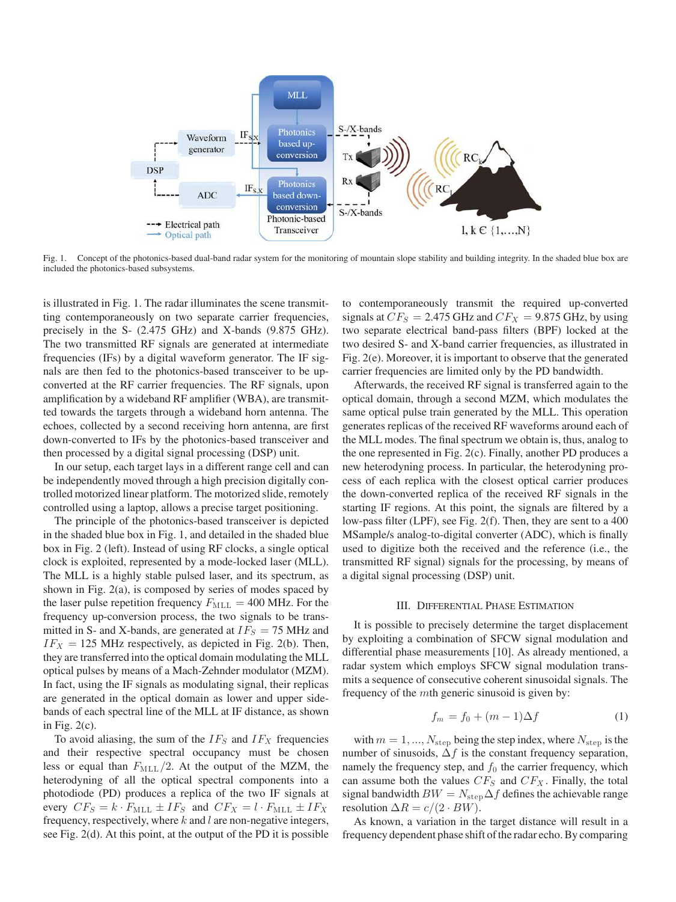Fig. 1. Concept of the photonics-based dual-band radar system for the monitoring of mountain slope stability and building integrity. In the shaded blue box are included the photonics-based subsystems.

is illustrated in Fig. 1. The radar illuminates the scene transmitting contemporaneously on two separate carrier frequencies, precisely in the S- (2.475 GHz) and X-bands (9.875 GHz). The two transmitted RF signals are generated at intermediate frequencies (IFs) by a digital waveform generator. The IF signals are then fed to the photonics-based transceiver to be up-converted at the RF carrier frequencies. The RF signals, upon amplification by a wideband RF amplifier (WBA), are transmitted towards the targets through a wideband horn antenna. The echoes, collected by a second receiving horn antenna, are first down-converted to IFs by the photonics-based transceiver and then processed by a digital signal processing (DSP) unit.

In our setup, each target lays in a different range cell and can be independently moved through a high precision digitally controlled motorized linear platform. The motorized slide, remotely controlled using a laptop, allows a precise target positioning.

The principle of the photonics-based transceiver is depicted in the shaded blue box in Fig. 1, and detailed in the shaded blue box in Fig. 2 (left). Instead of using RF clocks, a single optical clock is exploited, represented by a mode-locked laser (MLL). The MLL is a highly stable pulsed laser, and its spectrum, as shown in Fig. 2(a), is composed by series of modes spaced by the laser pulse repetition frequency $F_{\mathrm{MLL}} = 400$ MHz. For the frequency up-conversion process, the two signals to be transmitted in S- and X-bands, are generated at $IF_S = 75$ MHz and $IF_X = 125$ MHz respectively, as depicted in Fig. 2(b). Then, they are transferred into the optical domain modulating the MLL optical pulses by means of a Mach-Zehnder modulator (MZM). In fact, using the IF signals as modulating signal, their replicas are generated in the optical domain as lower and upper side-bands of each spectral line of the MLL at IF distance, as shown in Fig. 2(c).

To avoid aliasing, the sum of the $IF_S$ and $IF_X$ frequencies and their respective spectral occupancy must be chosen less or equal than $F_{\mathrm{MLL}}/2$. At the output of the MZM, the heterodyning of all the optical spectral components into a photodiode (PD) produces a replica of the two IF signals at every $CF_S = k \cdot F_{\mathrm{MLL}} \pm IF_S$ and $CF_X = l \cdot F_{\mathrm{MLL}} \pm IF_X$ frequency, respectively, where $k$ and $l$ are non-negative integers, see Fig. 2(d). At this point, at the output of the PD it is possible to contemporaneously transmit the required up-converted signals at $CF_S = 2.475$ GHz and $CF_X = 9.875$ GHz, by using two separate electrical band-pass filters (BPF) locked at the two desired S- and X-band carrier frequencies, as illustrated in Fig. 2(e). Moreover, it is important to observe that the generated carrier frequencies are limited only by the PD bandwidth.

Afterwards, the received RF signal is transferred again to the optical domain, through a second MZM, which modulates the same optical pulse train generated by the MLL. This operation generates replicas of the received RF waveforms around each of the MLL modes. The final spectrum we obtain is, thus, analog to the one represented in Fig. 2(c). Finally, another PD produces a new heterodyning process. In particular, the heterodyning process of each replica with the closest optical carrier produces the down-converted replica of the received RF signals in the starting IF regions. At this point, the signals are filtered by a low-pass filter (LPF), see Fig. 2(f). Then, they are sent to a 400 MSample/s analog-to-digital converter (ADC), which is finally used to digitize both the received and the reference (i.e., the transmitted RF signal) signals for the processing, by means of a digital signal processing (DSP) unit.

## III. Differential Phase Estimation

It is possible to precisely determine the target displacement by exploiting a combination of SFCW signal modulation and differential phase measurements [10]. As already mentioned, a radar system which employs SFCW signal modulation transmits a sequence of consecutive coherent sinusoidal signals. The frequency of the $m$th generic sinusoid is given by:

$$f_m = f_0 + (m-1)\Delta f \tag{1}$$

with $m = 1, ..., N_{\mathrm{step}}$ being the step index, where $N_{\mathrm{step}}$ is the number of sinusoids, $\Delta f$ is the constant frequency separation, namely the frequency step, and $f_0$ the carrier frequency, which can assume both the values $CF_S$ and $CF_X$. Finally, the total signal bandwidth $BW = N_{\mathrm{step}}\Delta f$ defines the achievable range resolution $\Delta R = c/(2 \cdot BW)$.

As known, a variation in the target distance will result in a frequency dependent phase shift of the radar echo. By comparing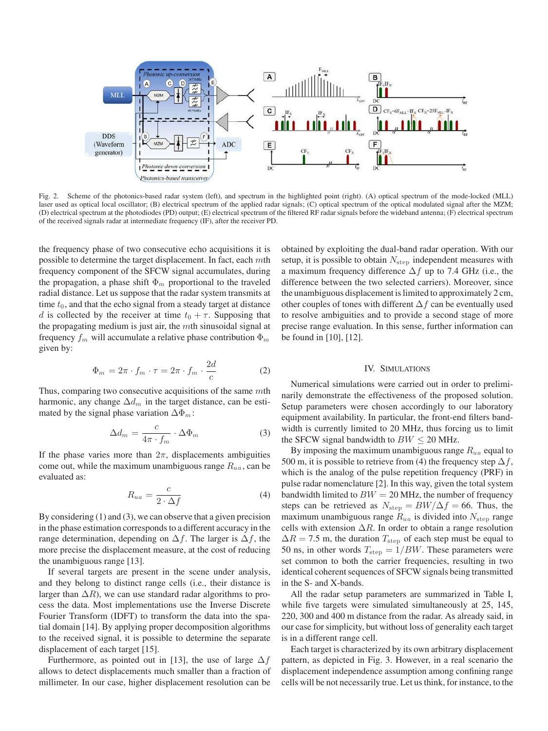Fig. 2. Scheme of the photonics-based radar system (left), and spectrum in the highlighted point (right). (A) optical spectrum of the mode-locked (MLL) laser used as optical local oscillator; (B) electrical spectrum of the applied radar signals; (C) optical spectrum of the optical modulated signal after the MZM; (D) electrical spectrum at the photodiodes (PD) output; (E) electrical spectrum of the filtered RF radar signals before the wideband antenna; (F) electrical spectrum of the received signals radar at intermediate frequency (IF), after the receiver PD.

the frequency phase of two consecutive echo acquisitions it is possible to determine the target displacement. In fact, each $m$th frequency component of the SFCW signal accumulates, during the propagation, a phase shift $\Phi_m$ proportional to the traveled radial distance. Let us suppose that the radar system transmits at time $t_0$, and that the echo signal from a steady target at distance $d$ is collected by the receiver at time $t_0 + \tau$. Supposing that the propagating medium is just air, the $m$th sinusoidal signal at frequency $f_m$ will accumulate a relative phase contribution $\Phi_m$ given by:

$$\Phi_m = 2\pi \cdot f_m \cdot \tau = 2\pi \cdot f_m \cdot \frac{2d}{c} \tag{2}$$

Thus, comparing two consecutive acquisitions of the same $m$th harmonic, any change $\Delta d_m$ in the target distance, can be estimated by the signal phase variation $\Delta\Phi_m$:

$$\Delta d_m = \frac{c}{4\pi \cdot f_m} \cdot \Delta\Phi_m \tag{3}$$

If the phase varies more than $2\pi$, displacements ambiguities come out, while the maximum unambiguous range $R_{ua}$, can be evaluated as:

$$R_{ua} = \frac{c}{2 \cdot \Delta f} \tag{4}$$

By considering (1) and (3), we can observe that a given precision in the phase estimation corresponds to a different accuracy in the range determination, depending on $\Delta f$. The larger is $\Delta f$, the more precise the displacement measure, at the cost of reducing the unambiguous range [13].

If several targets are present in the scene under analysis, and they belong to distinct range cells (i.e., their distance is larger than $\Delta R$), we can use standard radar algorithms to process the data. Most implementations use the Inverse Discrete Fourier Transform (IDFT) to transform the data into the spatial domain [14]. By applying proper decomposition algorithms to the received signal, it is possible to determine the separate displacement of each target [15].

Furthermore, as pointed out in [13], the use of large $\Delta f$ allows to detect displacements much smaller than a fraction of millimeter. In our case, higher displacement resolution can be obtained by exploiting the dual-band radar operation. With our setup, it is possible to obtain $N_{\text{step}}$ independent measures with a maximum frequency difference $\Delta f$ up to 7.4 GHz (i.e., the difference between the two selected carriers). Moreover, since the unambiguous displacement is limited to approximately 2 cm, other couples of tones with different $\Delta f$ can be eventually used to resolve ambiguities and to provide a second stage of more precise range evaluation. In this sense, further information can be found in [10], [12].

## IV. Simulations

Numerical simulations were carried out in order to preliminarily demonstrate the effectiveness of the proposed solution. Setup parameters were chosen accordingly to our laboratory equipment availability. In particular, the front-end filters bandwidth is currently limited to 20 MHz, thus forcing us to limit the SFCW signal bandwidth to $BW \leq 20$ MHz.

By imposing the maximum unambiguous range $R_{ua}$ equal to 500 m, it is possible to retrieve from (4) the frequency step $\Delta f$, which is the analog of the pulse repetition frequency (PRF) in pulse radar nomenclature [2]. In this way, given the total system bandwidth limited to $BW = 20$ MHz, the number of frequency steps can be retrieved as $N_{\text{step}} = BW/\Delta f = 66$. Thus, the maximum unambiguous range $R_{ua}$ is divided into $N_{\text{step}}$ range cells with extension $\Delta R$. In order to obtain a range resolution $\Delta R = 7.5$ m, the duration $T_{\text{step}}$ of each step must be equal to 50 ns, in other words $T_{\text{step}} = 1/BW$. These parameters were set common to both the carrier frequencies, resulting in two identical coherent sequences of SFCW signals being transmitted in the S- and X-bands.

All the radar setup parameters are summarized in Table I, while five targets were simulated simultaneously at 25, 145, 220, 300 and 400 m distance from the radar. As already said, in our case for simplicity, but without loss of generality each target is in a different range cell.

Each target is characterized by its own arbitrary displacement pattern, as depicted in Fig. 3. However, in a real scenario the displacement independence assumption among confining range cells will be not necessarily true. Let us think, for instance, to the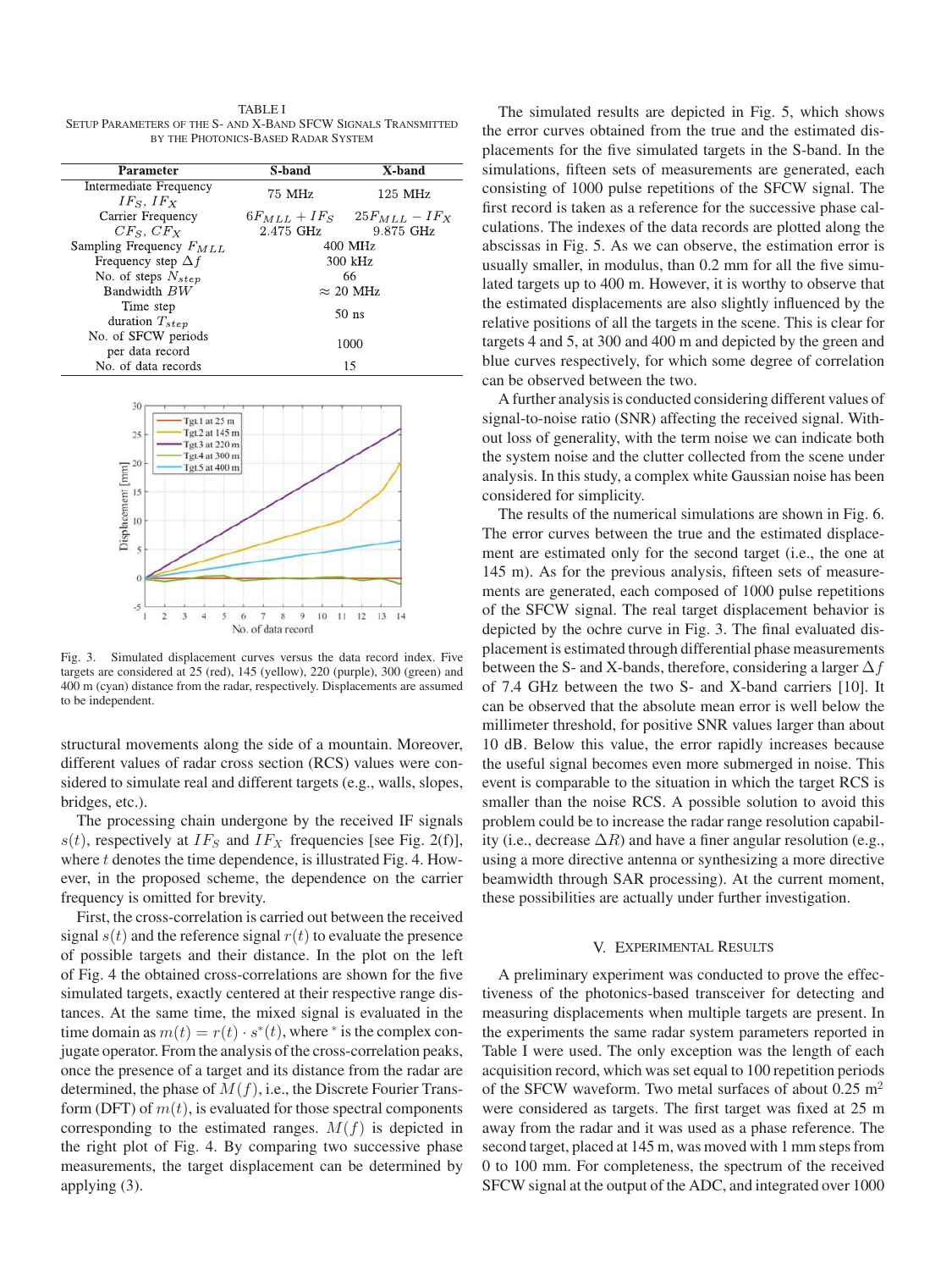TABLE I
SETUP PARAMETERS OF THE S- AND X-BAND SFCW SIGNALS TRANSMITTED BY THE PHOTONICS-BASED RADAR SYSTEM

| Parameter | S-band | X-band |
|---|---|---|
| Intermediate Frequency $IF_S$, $IF_X$ | 75 MHz | 125 MHz |
| Carrier Frequency $CF_S$, $CF_X$ | $6F_{MLL} + IF_S$ 2.475 GHz | $25F_{MLL} - IF_X$ 9.875 GHz |
| Sampling Frequency $F_{MLL}$ | 400 MHz | |
| Frequency step $\Delta f$ | 300 kHz | |
| No. of steps $N_{step}$ | 66 | |
| Bandwidth $BW$ | $\approx$ 20 MHz | |
| Time step duration $T_{step}$ | 50 ns | |
| No. of SFCW periods per data record | 1000 | |
| No. of data records | 15 | |

Fig. 3. Simulated displacement curves versus the data record index. Five targets are considered at 25 (red), 145 (yellow), 220 (purple), 300 (green) and 400 m (cyan) distance from the radar, respectively. Displacements are assumed to be independent.

structural movements along the side of a mountain. Moreover, different values of radar cross section (RCS) values were considered to simulate real and different targets (e.g., walls, slopes, bridges, etc.).

The processing chain undergone by the received IF signals $s(t)$, respectively at $IF_S$ and $IF_X$ frequencies [see Fig. 2(f)], where $t$ denotes the time dependence, is illustrated Fig. 4. However, in the proposed scheme, the dependence on the carrier frequency is omitted for brevity.

First, the cross-correlation is carried out between the received signal $s(t)$ and the reference signal $r(t)$ to evaluate the presence of possible targets and their distance. In the plot on the left of Fig. 4 the obtained cross-correlations are shown for the five simulated targets, exactly centered at their respective range distances. At the same time, the mixed signal is evaluated in the time domain as $m(t) = r(t) \cdot s^*(t)$, where $^*$ is the complex conjugate operator. From the analysis of the cross-correlation peaks, once the presence of a target and its distance from the radar are determined, the phase of $M(f)$, i.e., the Discrete Fourier Transform (DFT) of $m(t)$, is evaluated for those spectral components corresponding to the estimated ranges. $M(f)$ is depicted in the right plot of Fig. 4. By comparing two successive phase measurements, the target displacement can be determined by applying (3).

The simulated results are depicted in Fig. 5, which shows the error curves obtained from the true and the estimated displacements for the five simulated targets in the S-band. In the simulations, fifteen sets of measurements are generated, each consisting of 1000 pulse repetitions of the SFCW signal. The first record is taken as a reference for the successive phase calculations. The indexes of the data records are plotted along the abscissas in Fig. 5. As we can observe, the estimation error is usually smaller, in modulus, than 0.2 mm for all the five simulated targets up to 400 m. However, it is worthy to observe that the estimated displacements are also slightly influenced by the relative positions of all the targets in the scene. This is clear for targets 4 and 5, at 300 and 400 m and depicted by the green and blue curves respectively, for which some degree of correlation can be observed between the two.

A further analysis is conducted considering different values of signal-to-noise ratio (SNR) affecting the received signal. Without loss of generality, with the term noise we can indicate both the system noise and the clutter collected from the scene under analysis. In this study, a complex white Gaussian noise has been considered for simplicity.

The results of the numerical simulations are shown in Fig. 6. The error curves between the true and the estimated displacement are estimated only for the second target (i.e., the one at 145 m). As for the previous analysis, fifteen sets of measurements are generated, each composed of 1000 pulse repetitions of the SFCW signal. The real target displacement behavior is depicted by the ochre curve in Fig. 3. The final evaluated displacement is estimated through differential phase measurements between the S- and X-bands, therefore, considering a larger $\Delta f$ of 7.4 GHz between the two S- and X-band carriers [10]. It can be observed that the absolute mean error is well below the millimeter threshold, for positive SNR values larger than about 10 dB. Below this value, the error rapidly increases because the useful signal becomes even more submerged in noise. This event is comparable to the situation in which the target RCS is smaller than the noise RCS. A possible solution to avoid this problem could be to increase the radar range resolution capability (i.e., decrease $\Delta R$) and have a finer angular resolution (e.g., using a more directive antenna or synthesizing a more directive beamwidth through SAR processing). At the current moment, these possibilities are actually under further investigation.

## V. EXPERIMENTAL RESULTS

A preliminary experiment was conducted to prove the effectiveness of the photonics-based transceiver for detecting and measuring displacements when multiple targets are present. In the experiments the same radar system parameters reported in Table I were used. The only exception was the length of each acquisition record, which was set equal to 100 repetition periods of the SFCW waveform. Two metal surfaces of about 0.25 m$^2$ were considered as targets. The first target was fixed at 25 m away from the radar and it was used as a phase reference. The second target, placed at 145 m, was moved with 1 mm steps from 0 to 100 mm. For completeness, the spectrum of the received SFCW signal at the output of the ADC, and integrated over 1000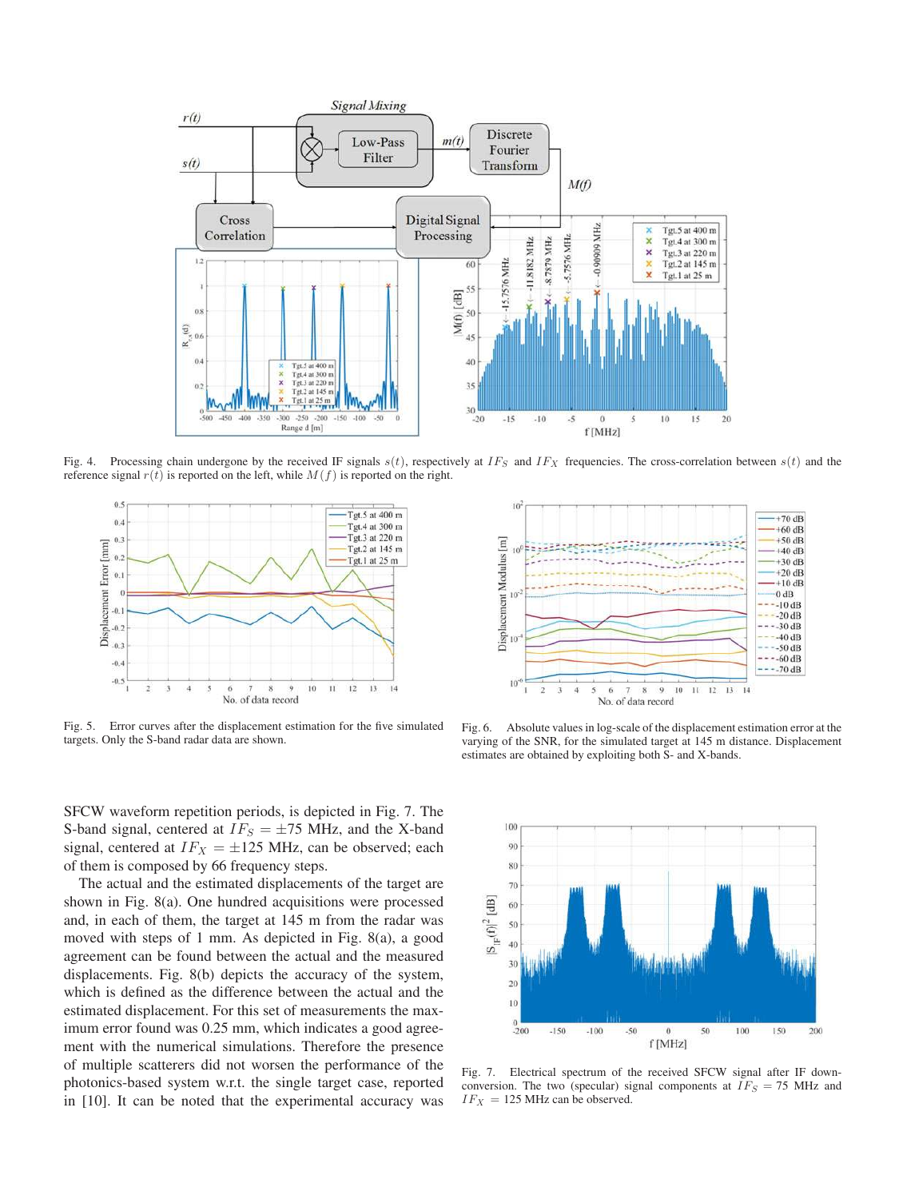Fig. 4. Processing chain undergone by the received IF signals $s(t)$, respectively at $IF_S$ and $IF_X$ frequencies. The cross-correlation between $s(t)$ and the reference signal $r(t)$ is reported on the left, while $M(f)$ is reported on the right.

Fig. 5. Error curves after the displacement estimation for the five simulated targets. Only the S-band radar data are shown.

Fig. 6. Absolute values in log-scale of the displacement estimation error at the varying of the SNR, for the simulated target at 145 m distance. Displacement estimates are obtained by exploiting both S- and X-bands.

SFCW waveform repetition periods, is depicted in Fig. 7. The S-band signal, centered at $IF_S = \pm 75$ MHz, and the X-band signal, centered at $IF_X = \pm 125$ MHz, can be observed; each of them is composed by 66 frequency steps.

The actual and the estimated displacements of the target are shown in Fig. 8(a). One hundred acquisitions were processed and, in each of them, the target at 145 m from the radar was moved with steps of 1 mm. As depicted in Fig. 8(a), a good agreement can be found between the actual and the measured displacements. Fig. 8(b) depicts the accuracy of the system, which is defined as the difference between the actual and the estimated displacement. For this set of measurements the maximum error found was 0.25 mm, which indicates a good agreement with the numerical simulations. Therefore the presence of multiple scatterers did not worsen the performance of the photonics-based system w.r.t. the single target case, reported in [10]. It can be noted that the experimental accuracy was

Fig. 7. Electrical spectrum of the received SFCW signal after IF down-conversion. The two (specular) signal components at $IF_S = 75$ MHz and $IF_X = 125$ MHz can be observed.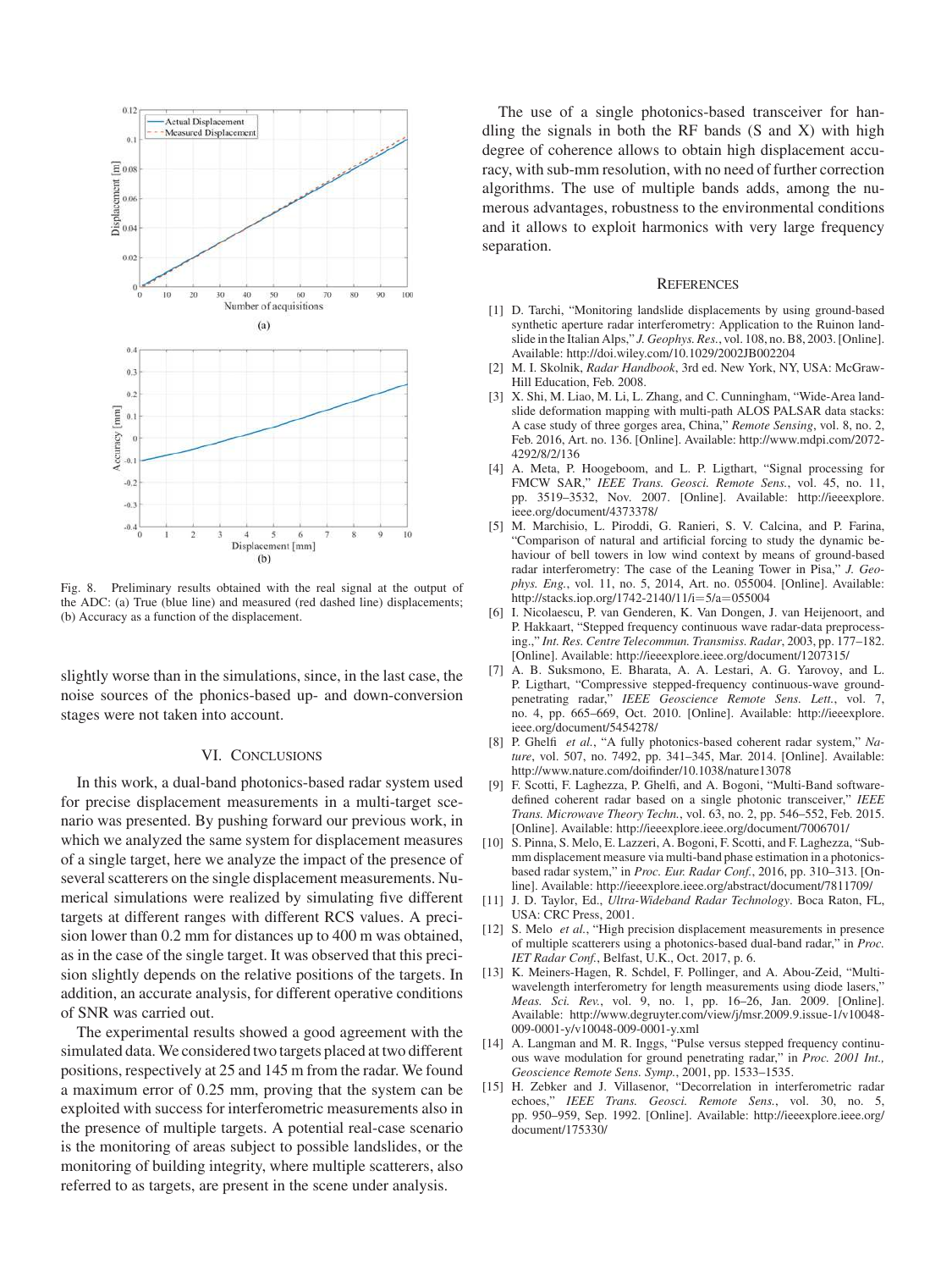0.12
Actual Displacement
Measured Displacement
0.1
0.08
0.06
0.04
0.02
0
Displacement [m]
0 10 20 30 40 50 60 70 80 90 100
Number of acquisitions
(a)

0.4
0.3
0.2
0.1
0
-0.1
-0.2
-0.3
-0.4
Accuracy [mm]
0 1 2 3 4 5 6 7 8 9 10
Displacement [mm]
(b)

Fig. 8. Preliminary results obtained with the real signal at the output of the ADC: (a) True (blue line) and measured (red dashed line) displacements; (b) Accuracy as a function of the displacement.

slightly worse than in the simulations, since, in the last case, the noise sources of the phonics-based up- and down-conversion stages were not taken into account.

## VI. Conclusions

In this work, a dual-band photonics-based radar system used for precise displacement measurements in a multi-target scenario was presented. By pushing forward our previous work, in which we analyzed the same system for displacement measures of a single target, here we analyze the impact of the presence of several scatterers on the single displacement measurements. Numerical simulations were realized by simulating five different targets at different ranges with different RCS values. A precision lower than 0.2 mm for distances up to 400 m was obtained, as in the case of the single target. It was observed that this precision slightly depends on the relative positions of the targets. In addition, an accurate analysis, for different operative conditions of SNR was carried out.

The experimental results showed a good agreement with the simulated data. We considered two targets placed at two different positions, respectively at 25 and 145 m from the radar. We found a maximum error of 0.25 mm, proving that the system can be exploited with success for interferometric measurements also in the presence of multiple targets. A potential real-case scenario is the monitoring of areas subject to possible landslides, or the monitoring of building integrity, where multiple scatterers, also referred to as targets, are present in the scene under analysis.

The use of a single photonics-based transceiver for handling the signals in both the RF bands (S and X) with high degree of coherence allows to obtain high displacement accuracy, with sub-mm resolution, with no need of further correction algorithms. The use of multiple bands adds, among the numerous advantages, robustness to the environmental conditions and it allows to exploit harmonics with very large frequency separation.

## References

[1] D. Tarchi, "Monitoring landslide displacements by using ground-based synthetic aperture radar interferometry: Application to the Ruinon landslide in the Italian Alps," *J. Geophys. Res.*, vol. 108, no. B8, 2003. [Online]. Available: http://doi.wiley.com/10.1029/2002JB002204

[2] M. I. Skolnik, *Radar Handbook*, 3rd ed. New York, NY, USA: McGraw-Hill Education, Feb. 2008.

[3] X. Shi, M. Liao, M. Li, L. Zhang, and C. Cunningham, "Wide-Area landslide deformation mapping with multi-path ALOS PALSAR data stacks: A case study of three gorges area, China," *Remote Sensing*, vol. 8, no. 2, Feb. 2016, Art. no. 136. [Online]. Available: http://www.mdpi.com/2072-4292/8/2/136

[4] A. Meta, P. Hoogeboom, and L. P. Ligthart, "Signal processing for FMCW SAR," *IEEE Trans. Geosci. Remote Sens.*, vol. 45, no. 11, pp. 3519–3532, Nov. 2007. [Online]. Available: http://ieeexplore.ieee.org/document/4373378/

[5] M. Marchisio, L. Piroddi, G. Ranieri, S. V. Calcina, and P. Farina, "Comparison of natural and artificial forcing to study the dynamic behaviour of bell towers in low wind context by means of ground-based radar interferometry: The case of the Leaning Tower in Pisa," *J. Geophys. Eng.*, vol. 11, no. 5, 2014, Art. no. 055004. [Online]. Available: http://stacks.iop.org/1742-2140/11/i=5/a=055004

[6] I. Nicolaescu, P. van Genderen, K. Van Dongen, J. van Heijenoort, and P. Hakkaart, "Stepped frequency continuous wave radar-data preprocessing.," *Int. Res. Centre Telecommun. Transmiss. Radar*, 2003, pp. 177–182. [Online]. Available: http://ieeexplore.ieee.org/document/1207315/

[7] A. B. Suksmono, E. Bharata, A. A. Lestari, A. G. Yarovoy, and L. P. Ligthart, "Compressive stepped-frequency continuous-wave ground-penetrating radar," *IEEE Geoscience Remote Sens. Lett.*, vol. 7, no. 4, pp. 665–669, Oct. 2010. [Online]. Available: http://ieeexplore.ieee.org/document/5454278/

[8] P. Ghelfi *et al.*, "A fully photonics-based coherent radar system," *Nature*, vol. 507, no. 7492, pp. 341–345, Mar. 2014. [Online]. Available: http://www.nature.com/doifinder/10.1038/nature13078

[9] F. Scotti, F. Laghezza, P. Ghelfi, and A. Bogoni, "Multi-Band software-defined coherent radar based on a single photonic transceiver," *IEEE Trans. Microwave Theory Techn.*, vol. 63, no. 2, pp. 546–552, Feb. 2015. [Online]. Available: http://ieeexplore.ieee.org/document/7006701/

[10] S. Pinna, S. Melo, E. Lazzeri, A. Bogoni, F. Scotti, and F. Laghezza, "Sub-mm displacement measure via multi-band phase estimation in a photonics-based radar system," in *Proc. Eur. Radar Conf.*, 2016, pp. 310–313. [Online]. Available: http://ieeexplore.ieee.org/abstract/document/7811709/

[11] J. D. Taylor, Ed., *Ultra-Wideband Radar Technology*. Boca Raton, FL, USA: CRC Press, 2001.

[12] S. Melo *et al.*, "High precision displacement measurements in presence of multiple scatterers using a photonics-based dual-band radar," in *Proc. IET Radar Conf.*, Belfast, U.K., Oct. 2017, p. 6.

[13] K. Meiners-Hagen, R. Schdel, F. Pollinger, and A. Abou-Zeid, "Multi-wavelength interferometry for length measurements using diode lasers," *Meas. Sci. Rev.*, vol. 9, no. 1, pp. 16–26, Jan. 2009. [Online]. Available: http://www.degruyter.com/view/j/msr.2009.9.issue-1/v10048-009-0001-y/v10048-009-0001-y.xml

[14] A. Langman and M. R. Inggs, "Pulse versus stepped frequency continuous wave modulation for ground penetrating radar," in *Proc. 2001 Int., Geoscience Remote Sens. Symp.*, 2001, pp. 1533–1535.

[15] H. Zebker and J. Villasenor, "Decorrelation in interferometric radar echoes," *IEEE Trans. Geosci. Remote Sens.*, vol. 30, no. 5, pp. 950–959, Sep. 1992. [Online]. Available: http://ieeexplore.ieee.org/document/175330/